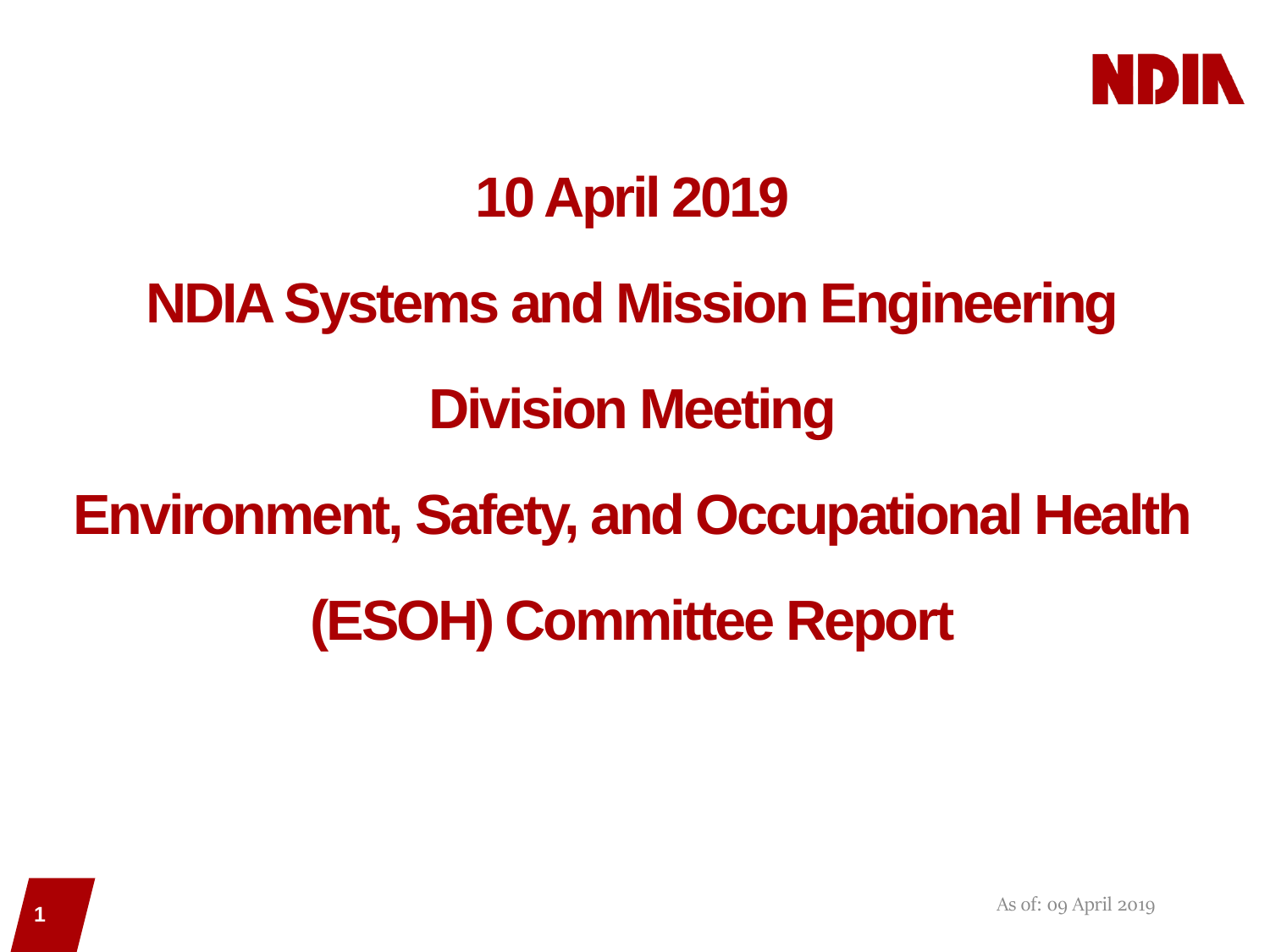NDIA

# 10 April 2019

# NDIA Systems and Mission Engineering

# Division Meeting

# Environment, Safety, and Occupational Health

# (ESOH) Committee Report

As of: 09 April 2019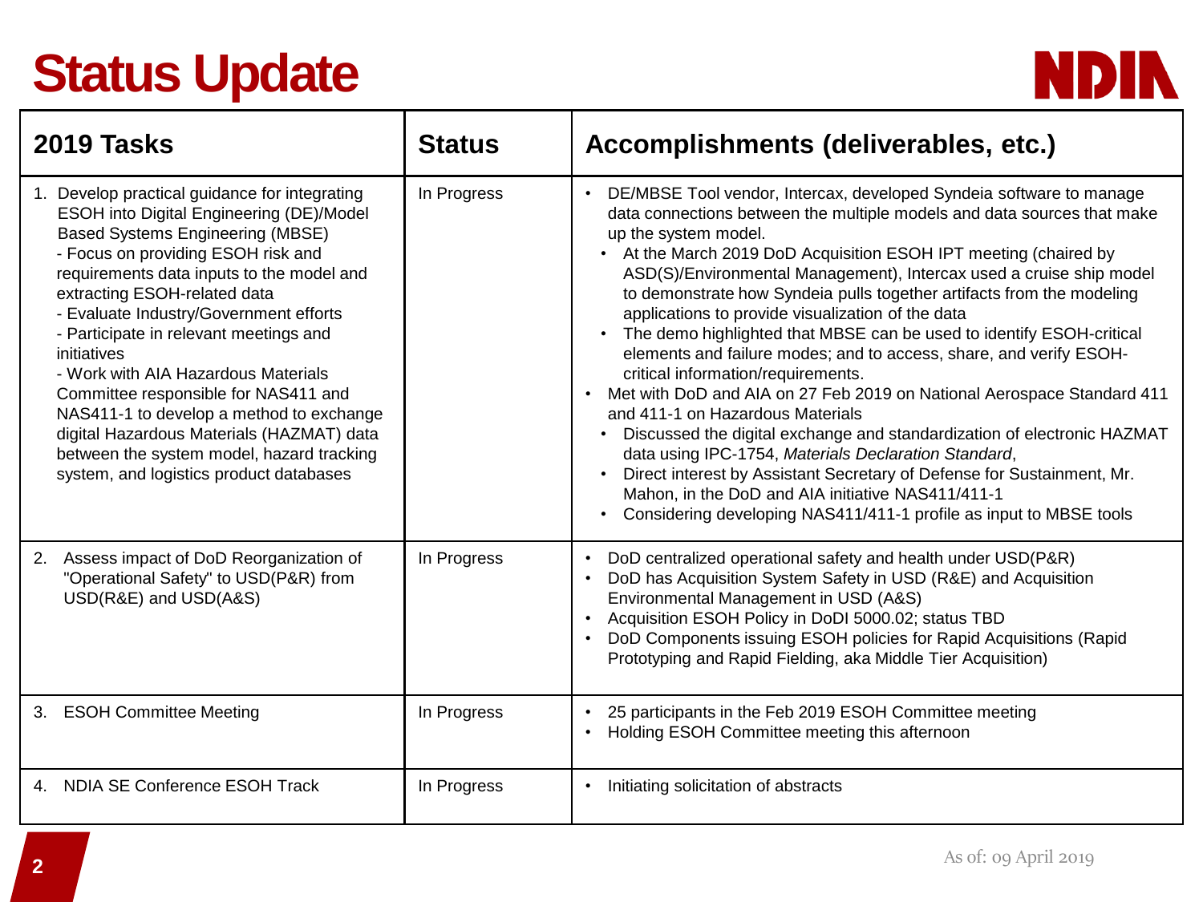# Status Update

| 2019 Tasks | Status | Accomplishments (deliverables, etc.) |
|---|---|---|
| 1. Develop practical guidance for integrating ESOH into Digital Engineering (DE)/Model Based Systems Engineering (MBSE)<br>- Focus on providing ESOH risk and requirements data inputs to the model and extracting ESOH-related data<br>- Evaluate Industry/Government efforts<br>- Participate in relevant meetings and initiatives<br>- Work with AIA Hazardous Materials Committee responsible for NAS411 and NAS411-1 to develop a method to exchange digital Hazardous Materials (HAZMAT) data between the system model, hazard tracking system, and logistics product databases | In Progress | • DE/MBSE Tool vendor, Intercax, developed Syndeia software to manage data connections between the multiple models and data sources that make up the system model.<br>&nbsp;&nbsp;• At the March 2019 DoD Acquisition ESOH IPT meeting (chaired by ASD(S)/Environmental Management), Intercax used a cruise ship model to demonstrate how Syndeia pulls together artifacts from the modeling applications to provide visualization of the data<br>&nbsp;&nbsp;• The demo highlighted that MBSE can be used to identify ESOH-critical elements and failure modes; and to access, share, and verify ESOH-critical information/requirements.<br>• Met with DoD and AIA on 27 Feb 2019 on National Aerospace Standard 411 and 411-1 on Hazardous Materials<br>&nbsp;&nbsp;• Discussed the digital exchange and standardization of electronic HAZMAT data using IPC-1754, *Materials Declaration Standard*,<br>&nbsp;&nbsp;• Direct interest by Assistant Secretary of Defense for Sustainment, Mr. Mahon, in the DoD and AIA initiative NAS411/411-1<br>&nbsp;&nbsp;• Considering developing NAS411/411-1 profile as input to MBSE tools |
| 2. Assess impact of DoD Reorganization of "Operational Safety" to USD(P&R) from USD(R&E) and USD(A&S) | In Progress | • DoD centralized operational safety and health under USD(P&R)<br>• DoD has Acquisition System Safety in USD (R&E) and Acquisition Environmental Management in USD (A&S)<br>• Acquisition ESOH Policy in DoDI 5000.02; status TBD<br>• DoD Components issuing ESOH policies for Rapid Acquisitions (Rapid Prototyping and Rapid Fielding, aka Middle Tier Acquisition) |
| 3. ESOH Committee Meeting | In Progress | • 25 participants in the Feb 2019 ESOH Committee meeting<br>• Holding ESOH Committee meeting this afternoon |
| 4. NDIA SE Conference ESOH Track | In Progress | • Initiating solicitation of abstracts |

As of: 09 April 2019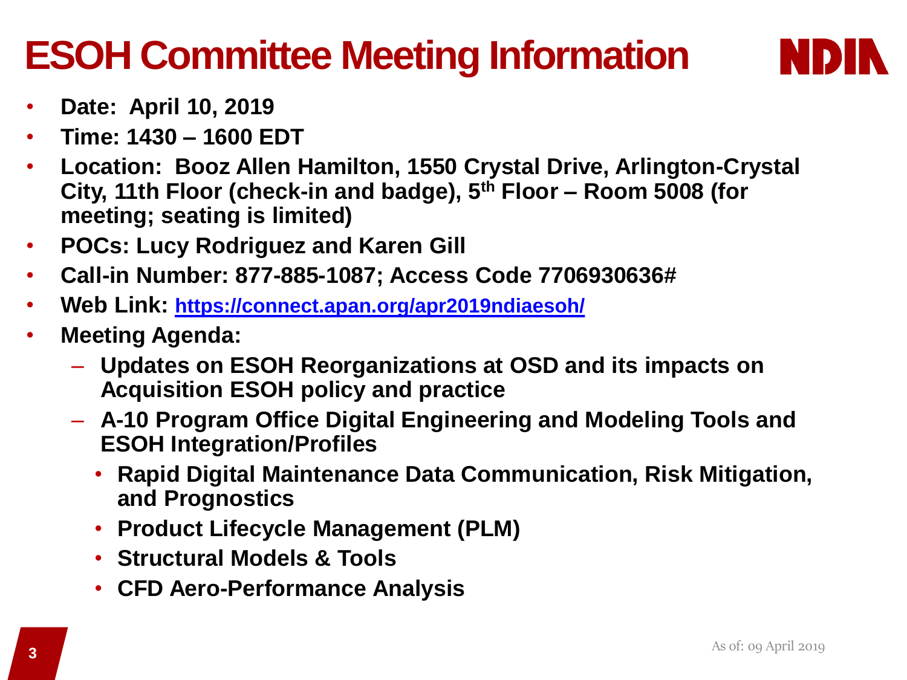# ESOH Committee Meeting Information

- **Date: April 10, 2019**
- **Time: 1430 – 1600 EDT**
- **Location: Booz Allen Hamilton, 1550 Crystal Drive, Arlington-Crystal City, 11th Floor (check-in and badge), 5th Floor – Room 5008 (for meeting; seating is limited)**
- **POCs: Lucy Rodriguez and Karen Gill**
- **Call-in Number: 877-885-1087; Access Code 7706930636#**
- **Web Link: https://connect.apan.org/apr2019ndiaesoh/**
- **Meeting Agenda:**
  - **Updates on ESOH Reorganizations at OSD and its impacts on Acquisition ESOH policy and practice**
  - **A-10 Program Office Digital Engineering and Modeling Tools and ESOH Integration/Profiles**
    - **Rapid Digital Maintenance Data Communication, Risk Mitigation, and Prognostics**
    - **Product Lifecycle Management (PLM)**
    - **Structural Models & Tools**
    - **CFD Aero-Performance Analysis**

As of: 09 April 2019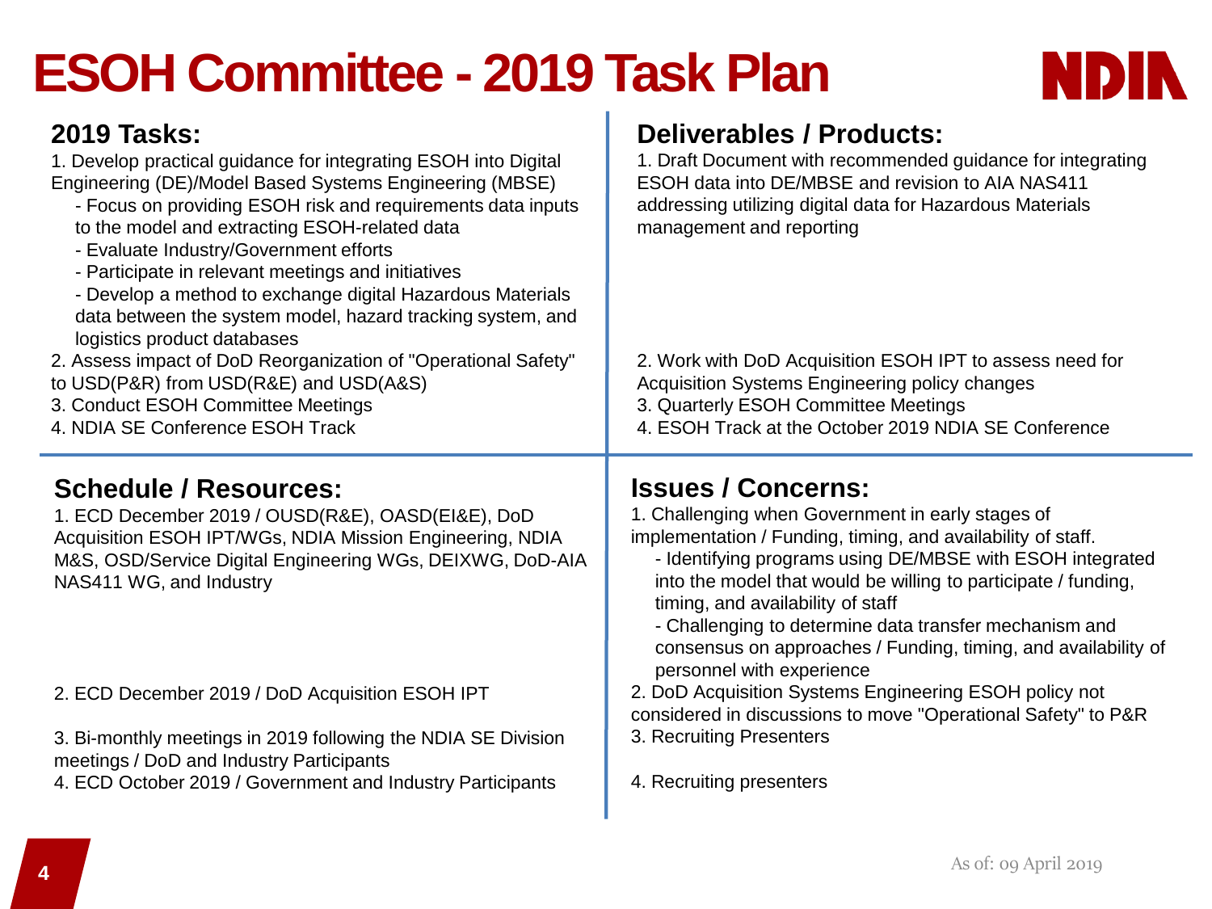# ESOH Committee - 2019 Task Plan

NDIA

## 2019 Tasks:

1. Develop practical guidance for integrating ESOH into Digital Engineering (DE)/Model Based Systems Engineering (MBSE)
   - Focus on providing ESOH risk and requirements data inputs to the model and extracting ESOH-related data
   - Evaluate Industry/Government efforts
   - Participate in relevant meetings and initiatives
   - Develop a method to exchange digital Hazardous Materials data between the system model, hazard tracking system, and logistics product databases
2. Assess impact of DoD Reorganization of "Operational Safety" to USD(P&R) from USD(R&E) and USD(A&S)
3. Conduct ESOH Committee Meetings
4. NDIA SE Conference ESOH Track

## Deliverables / Products:

1. Draft Document with recommended guidance for integrating ESOH data into DE/MBSE and revision to AIA NAS411 addressing utilizing digital data for Hazardous Materials management and reporting
2. Work with DoD Acquisition ESOH IPT to assess need for Acquisition Systems Engineering policy changes
3. Quarterly ESOH Committee Meetings
4. ESOH Track at the October 2019 NDIA SE Conference

## Schedule / Resources:

1. ECD December 2019 / OUSD(R&E), OASD(EI&E), DoD Acquisition ESOH IPT/WGs, NDIA Mission Engineering, NDIA M&S, OSD/Service Digital Engineering WGs, DEIXWG, DoD-AIA NAS411 WG, and Industry
2. ECD December 2019 / DoD Acquisition ESOH IPT
3. Bi-monthly meetings in 2019 following the NDIA SE Division meetings / DoD and Industry Participants
4. ECD October 2019 / Government and Industry Participants

## Issues / Concerns:

1. Challenging when Government in early stages of implementation / Funding, timing, and availability of staff.
   - Identifying programs using DE/MBSE with ESOH integrated into the model that would be willing to participate / funding, timing, and availability of staff
   - Challenging to determine data transfer mechanism and consensus on approaches / Funding, timing, and availability of personnel with experience
2. DoD Acquisition Systems Engineering ESOH policy not considered in discussions to move "Operational Safety" to P&R
3. Recruiting Presenters
4. Recruiting presenters

As of: 09 April 2019